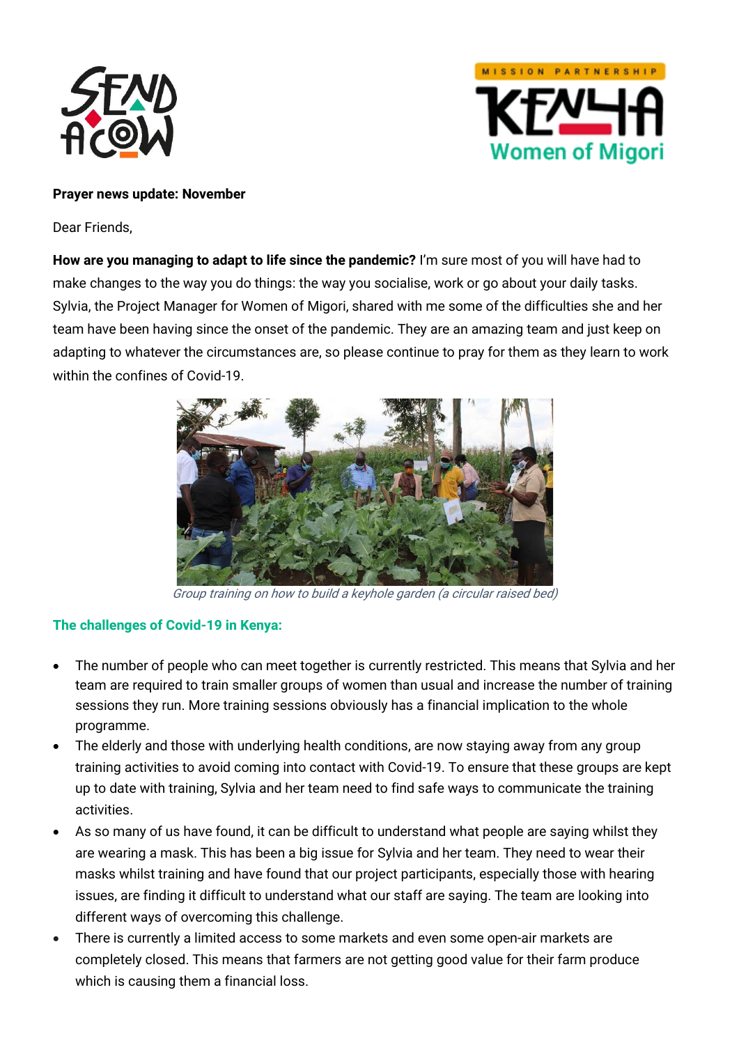**Prayer news update: November**

Dear Friends,

**How are you managing to adapt to life since the pandemic?** I'm sure most of you will have had to make changes to the way you do things: the way you socialise, work or go about your daily tasks. Sylvia, the Project Manager for Women of Migori, shared with me some of the difficulties she and her team have been having since the onset of the pandemic. They are an amazing team and just keep on adapting to whatever the circumstances are, so please continue to pray for them as they learn to work within the confines of Covid-19.

*Group training on how to build a keyhole garden (a circular raised bed)*

### The challenges of Covid-19 in Kenya:

- The number of people who can meet together is currently restricted. This means that Sylvia and her team are required to train smaller groups of women than usual and increase the number of training sessions they run. More training sessions obviously has a financial implication to the whole programme.
- The elderly and those with underlying health conditions, are now staying away from any group training activities to avoid coming into contact with Covid-19. To ensure that these groups are kept up to date with training, Sylvia and her team need to find safe ways to communicate the training activities.
- As so many of us have found, it can be difficult to understand what people are saying whilst they are wearing a mask. This has been a big issue for Sylvia and her team. They need to wear their masks whilst training and have found that our project participants, especially those with hearing issues, are finding it difficult to understand what our staff are saying. The team are looking into different ways of overcoming this challenge.
- There is currently a limited access to some markets and even some open-air markets are completely closed. This means that farmers are not getting good value for their farm produce which is causing them a financial loss.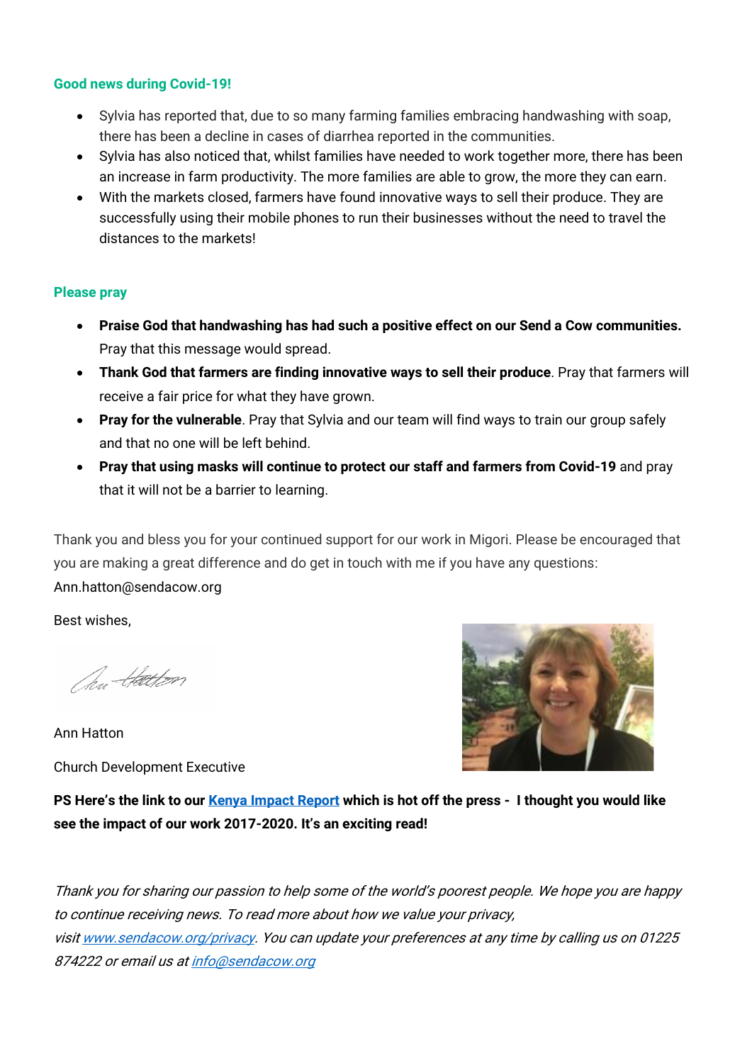**Good news during Covid-19!**

- Sylvia has reported that, due to so many farming families embracing handwashing with soap, there has been a decline in cases of diarrhea reported in the communities.
- Sylvia has also noticed that, whilst families have needed to work together more, there has been an increase in farm productivity. The more families are able to grow, the more they can earn.
- With the markets closed, farmers have found innovative ways to sell their produce. They are successfully using their mobile phones to run their businesses without the need to travel the distances to the markets!

**Please pray**

- **Praise God that handwashing has had such a positive effect on our Send a Cow communities.** Pray that this message would spread.
- **Thank God that farmers are finding innovative ways to sell their produce**. Pray that farmers will receive a fair price for what they have grown.
- **Pray for the vulnerable**. Pray that Sylvia and our team will find ways to train our group safely and that no one will be left behind.
- **Pray that using masks will continue to protect our staff and farmers from Covid-19** and pray that it will not be a barrier to learning.

Thank you and bless you for your continued support for our work in Migori. Please be encouraged that you are making a great difference and do get in touch with me if you have any questions: Ann.hatton@sendacow.org

Best wishes,

Ann Hatton

Church Development Executive

**PS Here's the link to our Kenya Impact Report which is hot off the press - I thought you would like see the impact of our work 2017-2020. It's an exciting read!**

*Thank you for sharing our passion to help some of the world's poorest people. We hope you are happy to continue receiving news. To read more about how we value your privacy, visit www.sendacow.org/privacy. You can update your preferences at any time by calling us on 01225 874222 or email us at info@sendacow.org*